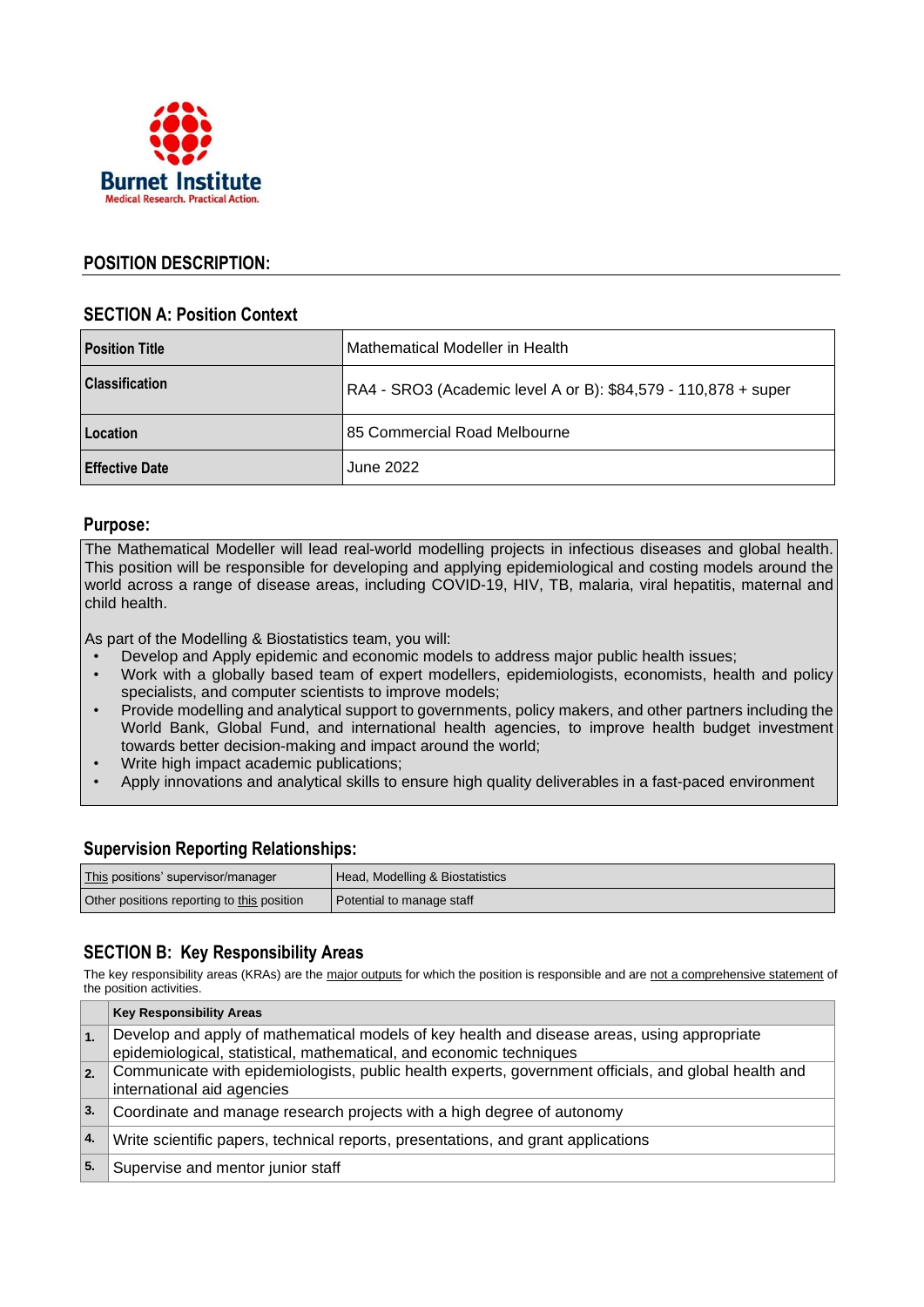Burnet Institute
Medical Research. Practical Action.

## POSITION DESCRIPTION:

### SECTION A: Position Context

| **Position Title** | Mathematical Modeller in Health |
|---|---|
| **Classification** | RA4 - SRO3 (Academic level A or B): $84,579 - 110,878 + super |
| **Location** | 85 Commercial Road Melbourne |
| **Effective Date** | June 2022 |

### Purpose:

The Mathematical Modeller will lead real-world modelling projects in infectious diseases and global health. This position will be responsible for developing and applying epidemiological and costing models around the world across a range of disease areas, including COVID-19, HIV, TB, malaria, viral hepatitis, maternal and child health.

As part of the Modelling & Biostatistics team, you will:

- Develop and Apply epidemic and economic models to address major public health issues;
- Work with a globally based team of expert modellers, epidemiologists, economists, health and policy specialists, and computer scientists to improve models;
- Provide modelling and analytical support to governments, policy makers, and other partners including the World Bank, Global Fund, and international health agencies, to improve health budget investment towards better decision-making and impact around the world;
- Write high impact academic publications;
- Apply innovations and analytical skills to ensure high quality deliverables in a fast-paced environment

### Supervision Reporting Relationships:

| This positions' supervisor/manager | Head, Modelling & Biostatistics |
|---|---|
| Other positions reporting to this position | Potential to manage staff |

### SECTION B: Key Responsibility Areas

The key responsibility areas (KRAs) are the major outputs for which the position is responsible and are not a comprehensive statement of the position activities.

| | **Key Responsibility Areas** |
|---|---|
| **1.** | Develop and apply of mathematical models of key health and disease areas, using appropriate epidemiological, statistical, mathematical, and economic techniques |
| **2.** | Communicate with epidemiologists, public health experts, government officials, and global health and international aid agencies |
| **3.** | Coordinate and manage research projects with a high degree of autonomy |
| **4.** | Write scientific papers, technical reports, presentations, and grant applications |
| **5.** | Supervise and mentor junior staff |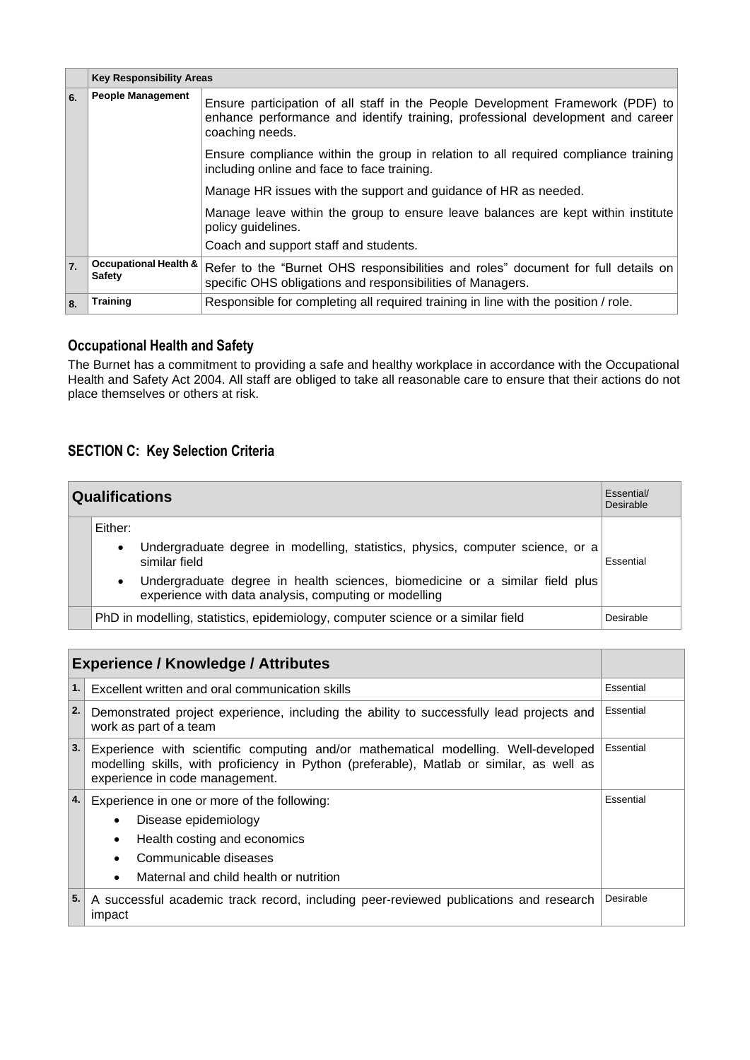| | Key Responsibility Areas | |
|---|---|---|
| 6. | **People Management** | Ensure participation of all staff in the People Development Framework (PDF) to enhance performance and identify training, professional development and career coaching needs.<br><br>Ensure compliance within the group in relation to all required compliance training including online and face to face training.<br><br>Manage HR issues with the support and guidance of HR as needed.<br><br>Manage leave within the group to ensure leave balances are kept within institute policy guidelines.<br><br>Coach and support staff and students. |
| 7. | **Occupational Health & Safety** | Refer to the "Burnet OHS responsibilities and roles" document for full details on specific OHS obligations and responsibilities of Managers. |
| 8. | **Training** | Responsible for completing all required training in line with the position / role. |

## Occupational Health and Safety

The Burnet has a commitment to providing a safe and healthy workplace in accordance with the Occupational Health and Safety Act 2004. All staff are obliged to take all reasonable care to ensure that their actions do not place themselves or others at risk.

## SECTION C: Key Selection Criteria

| | Qualifications | Essential/ Desirable |
|---|---|---|
| | Either:<br>• Undergraduate degree in modelling, statistics, physics, computer science, or a similar field<br>• Undergraduate degree in health sciences, biomedicine or a similar field plus experience with data analysis, computing or modelling | Essential |
| | PhD in modelling, statistics, epidemiology, computer science or a similar field | Desirable |

| | Experience / Knowledge / Attributes | |
|---|---|---|
| 1. | Excellent written and oral communication skills | Essential |
| 2. | Demonstrated project experience, including the ability to successfully lead projects and work as part of a team | Essential |
| 3. | Experience with scientific computing and/or mathematical modelling. Well-developed modelling skills, with proficiency in Python (preferable), Matlab or similar, as well as experience in code management. | Essential |
| 4. | Experience in one or more of the following:<br>• Disease epidemiology<br>• Health costing and economics<br>• Communicable diseases<br>• Maternal and child health or nutrition | Essential |
| 5. | A successful academic track record, including peer-reviewed publications and research impact | Desirable |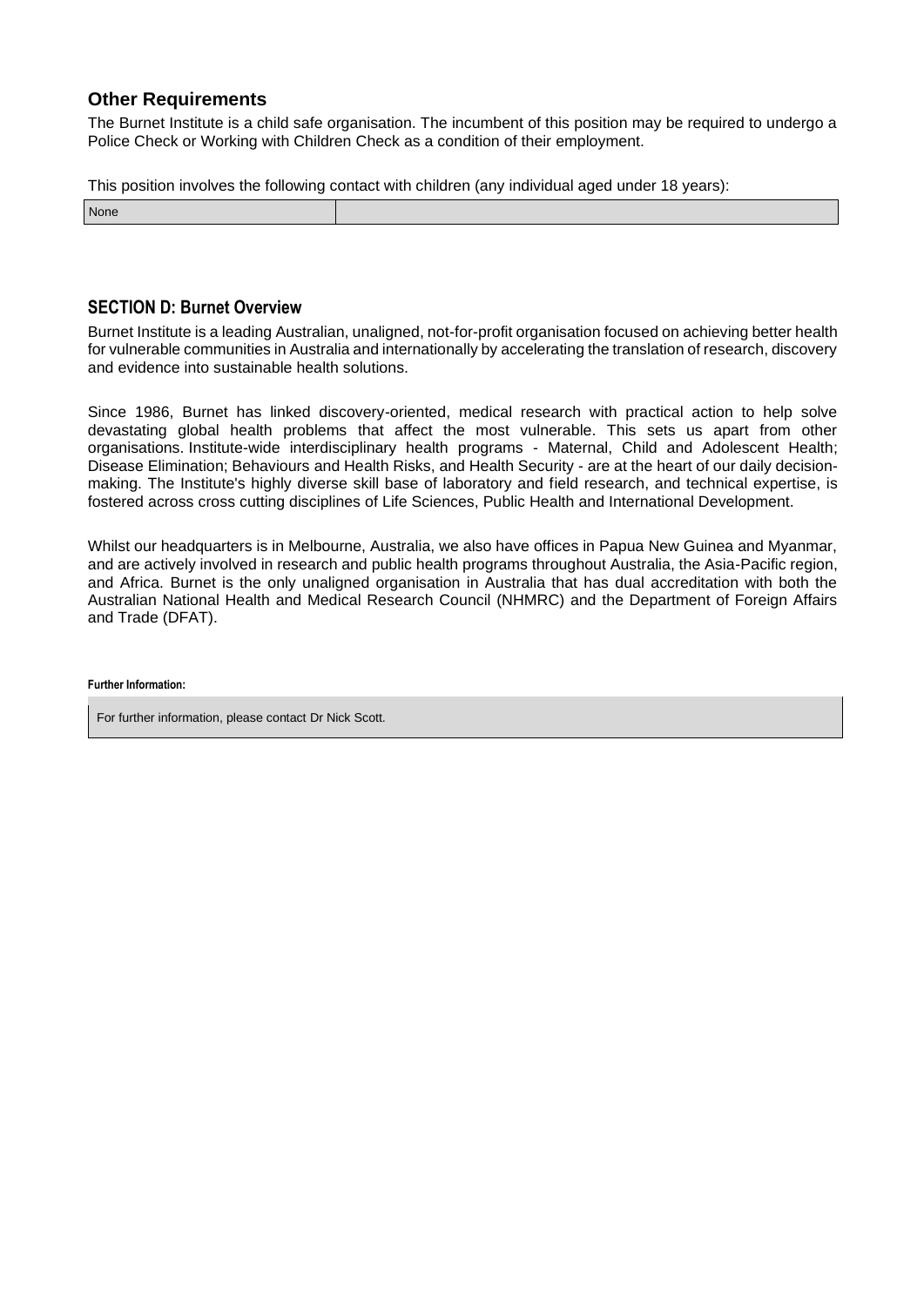## Other Requirements

The Burnet Institute is a child safe organisation. The incumbent of this position may be required to undergo a Police Check or Working with Children Check as a condition of their employment.

This position involves the following contact with children (any individual aged under 18 years):

| | |
|---|---|
| None | |

## SECTION D: Burnet Overview

Burnet Institute is a leading Australian, unaligned, not-for-profit organisation focused on achieving better health for vulnerable communities in Australia and internationally by accelerating the translation of research, discovery and evidence into sustainable health solutions.

Since 1986, Burnet has linked discovery-oriented, medical research with practical action to help solve devastating global health problems that affect the most vulnerable. This sets us apart from other organisations. Institute-wide interdisciplinary health programs - Maternal, Child and Adolescent Health; Disease Elimination; Behaviours and Health Risks, and Health Security - are at the heart of our daily decision-making. The Institute's highly diverse skill base of laboratory and field research, and technical expertise, is fostered across cross cutting disciplines of Life Sciences, Public Health and International Development.

Whilst our headquarters is in Melbourne, Australia, we also have offices in Papua New Guinea and Myanmar, and are actively involved in research and public health programs throughout Australia, the Asia-Pacific region, and Africa. Burnet is the only unaligned organisation in Australia that has dual accreditation with both the Australian National Health and Medical Research Council (NHMRC) and the Department of Foreign Affairs and Trade (DFAT).

**Further Information:**

For further information, please contact Dr Nick Scott.